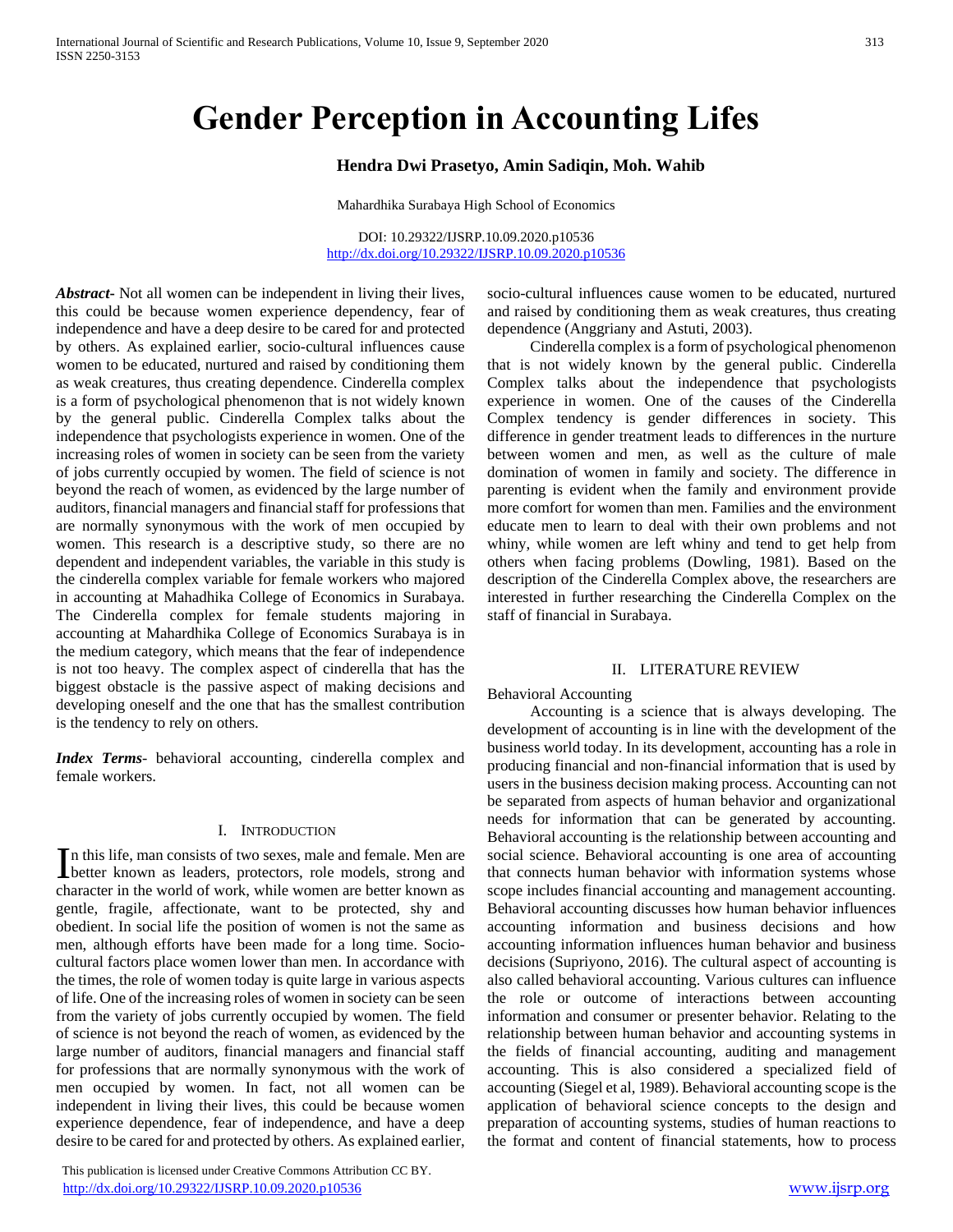# Gender Perception in Accounting Lifes

**Hendra Dwi Prasetyo, Amin Sadiqin, Moh. Wahib**

Mahardhika Surabaya High School of Economics

DOI: 10.29322/IJSRP.10.09.2020.p10536
http://dx.doi.org/10.29322/IJSRP.10.09.2020.p10536

***Abstract***- Not all women can be independent in living their lives, this could be because women experience dependency, fear of independence and have a deep desire to be cared for and protected by others. As explained earlier, socio-cultural influences cause women to be educated, nurtured and raised by conditioning them as weak creatures, thus creating dependence. Cinderella complex is a form of psychological phenomenon that is not widely known by the general public. Cinderella Complex talks about the independence that psychologists experience in women. One of the increasing roles of women in society can be seen from the variety of jobs currently occupied by women. The field of science is not beyond the reach of women, as evidenced by the large number of auditors, financial managers and financial staff for professions that are normally synonymous with the work of men occupied by women. This research is a descriptive study, so there are no dependent and independent variables, the variable in this study is the cinderella complex variable for female workers who majored in accounting at Mahadhika College of Economics in Surabaya. The Cinderella complex for female students majoring in accounting at Mahardhika College of Economics Surabaya is in the medium category, which means that the fear of independence is not too heavy. The complex aspect of cinderella that has the biggest obstacle is the passive aspect of making decisions and developing oneself and the one that has the smallest contribution is the tendency to rely on others.

***Index Terms***- behavioral accounting, cinderella complex and female workers.

## I. Introduction

In this life, man consists of two sexes, male and female. Men are better known as leaders, protectors, role models, strong and character in the world of work, while women are better known as gentle, fragile, affectionate, want to be protected, shy and obedient. In social life the position of women is not the same as men, although efforts have been made for a long time. Socio-cultural factors place women lower than men. In accordance with the times, the role of women today is quite large in various aspects of life. One of the increasing roles of women in society can be seen from the variety of jobs currently occupied by women. The field of science is not beyond the reach of women, as evidenced by the large number of auditors, financial managers and financial staff for professions that are normally synonymous with the work of men occupied by women. In fact, not all women can be independent in living their lives, this could be because women experience dependence, fear of independence, and have a deep desire to be cared for and protected by others. As explained earlier, socio-cultural influences cause women to be educated, nurtured and raised by conditioning them as weak creatures, thus creating dependence (Anggriany and Astuti, 2003).

Cinderella complex is a form of psychological phenomenon that is not widely known by the general public. Cinderella Complex talks about the independence that psychologists experience in women. One of the causes of the Cinderella Complex tendency is gender differences in society. This difference in gender treatment leads to differences in the nurture between women and men, as well as the culture of male domination of women in family and society. The difference in parenting is evident when the family and environment provide more comfort for women than men. Families and the environment educate men to learn to deal with their own problems and not whiny, while women are left whiny and tend to get help from others when facing problems (Dowling, 1981). Based on the description of the Cinderella Complex above, the researchers are interested in further researching the Cinderella Complex on the staff of financial in Surabaya.

## II. Literature Review

### Behavioral Accounting

Accounting is a science that is always developing. The development of accounting is in line with the development of the business world today. In its development, accounting has a role in producing financial and non-financial information that is used by users in the business decision making process. Accounting can not be separated from aspects of human behavior and organizational needs for information that can be generated by accounting. Behavioral accounting is the relationship between accounting and social science. Behavioral accounting is one area of accounting that connects human behavior with information systems whose scope includes financial accounting and management accounting. Behavioral accounting discusses how human behavior influences accounting information and business decisions and how accounting information influences human behavior and business decisions (Supriyono, 2016). The cultural aspect of accounting is also called behavioral accounting. Various cultures can influence the role or outcome of interactions between accounting information and consumer or presenter behavior. Relating to the relationship between human behavior and accounting systems in the fields of financial accounting, auditing and management accounting. This is also considered a specialized field of accounting (Siegel et al, 1989). Behavioral accounting scope is the application of behavioral science concepts to the design and preparation of accounting systems, studies of human reactions to the format and content of financial statements, how to process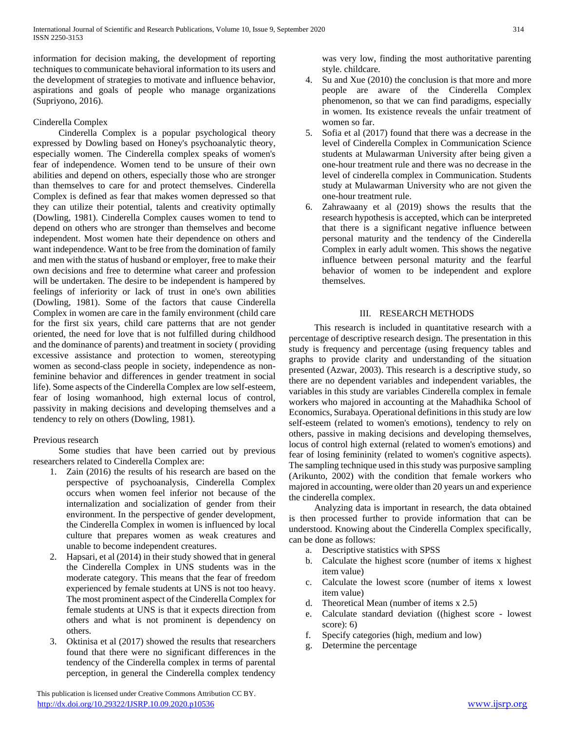information for decision making, the development of reporting techniques to communicate behavioral information to its users and the development of strategies to motivate and influence behavior, aspirations and goals of people who manage organizations (Supriyono, 2016).

Cinderella Complex

Cinderella Complex is a popular psychological theory expressed by Dowling based on Honey's psychoanalytic theory, especially women. The Cinderella complex speaks of women's fear of independence. Women tend to be unsure of their own abilities and depend on others, especially those who are stronger than themselves to care for and protect themselves. Cinderella Complex is defined as fear that makes women depressed so that they can utilize their potential, talents and creativity optimally (Dowling, 1981). Cinderella Complex causes women to tend to depend on others who are stronger than themselves and become independent. Most women hate their dependence on others and want independence. Want to be free from the domination of family and men with the status of husband or employer, free to make their own decisions and free to determine what career and profession will be undertaken. The desire to be independent is hampered by feelings of inferiority or lack of trust in one's own abilities (Dowling, 1981). Some of the factors that cause Cinderella Complex in women are care in the family environment (child care for the first six years, child care patterns that are not gender oriented, the need for love that is not fulfilled during childhood and the dominance of parents) and treatment in society ( providing excessive assistance and protection to women, stereotyping women as second-class people in society, independence as non-feminine behavior and differences in gender treatment in social life). Some aspects of the Cinderella Complex are low self-esteem, fear of losing womanhood, high external locus of control, passivity in making decisions and developing themselves and a tendency to rely on others (Dowling, 1981).

Previous research

Some studies that have been carried out by previous researchers related to Cinderella Complex are:

1. Zain (2016) the results of his research are based on the perspective of psychoanalysis, Cinderella Complex occurs when women feel inferior not because of the internalization and socialization of gender from their environment. In the perspective of gender development, the Cinderella Complex in women is influenced by local culture that prepares women as weak creatures and unable to become independent creatures.
2. Hapsari, et al (2014) in their study showed that in general the Cinderella Complex in UNS students was in the moderate category. This means that the fear of freedom experienced by female students at UNS is not too heavy. The most prominent aspect of the Cinderella Complex for female students at UNS is that it expects direction from others and what is not prominent is dependency on others.
3. Oktinisa et al (2017) showed the results that researchers found that there were no significant differences in the tendency of the Cinderella complex in terms of parental perception, in general the Cinderella complex tendency was very low, finding the most authoritative parenting style. childcare.
4. Su and Xue (2010) the conclusion is that more and more people are aware of the Cinderella Complex phenomenon, so that we can find paradigms, especially in women. Its existence reveals the unfair treatment of women so far.
5. Sofia et al (2017) found that there was a decrease in the level of Cinderella Complex in Communication Science students at Mulawarman University after being given a one-hour treatment rule and there was no decrease in the level of cinderella complex in Communication. Students study at Mulawarman University who are not given the one-hour treatment rule.
6. Zahrawaany et al (2019) shows the results that the research hypothesis is accepted, which can be interpreted that there is a significant negative influence between personal maturity and the tendency of the Cinderella Complex in early adult women. This shows the negative influence between personal maturity and the fearful behavior of women to be independent and explore themselves.

## III. RESEARCH METHODS

This research is included in quantitative research with a percentage of descriptive research design. The presentation in this study is frequency and percentage (using frequency tables and graphs to provide clarity and understanding of the situation presented (Azwar, 2003). This research is a descriptive study, so there are no dependent variables and independent variables, the variables in this study are variables Cinderella complex in female workers who majored in accounting at the Mahadhika School of Economics, Surabaya. Operational definitions in this study are low self-esteem (related to women's emotions), tendency to rely on others, passive in making decisions and developing themselves, locus of control high external (related to women's emotions) and fear of losing femininity (related to women's cognitive aspects). The sampling technique used in this study was purposive sampling (Arikunto, 2002) with the condition that female workers who majored in accounting, were older than 20 years un and experience the cinderella complex.

Analyzing data is important in research, the data obtained is then processed further to provide information that can be understood. Knowing about the Cinderella Complex specifically, can be done as follows:

a. Descriptive statistics with SPSS
b. Calculate the highest score (number of items x highest item value)
c. Calculate the lowest score (number of items x lowest item value)
d. Theoretical Mean (number of items x 2.5)
e. Calculate standard deviation ((highest score - lowest score): 6)
f. Specify categories (high, medium and low)
g. Determine the percentage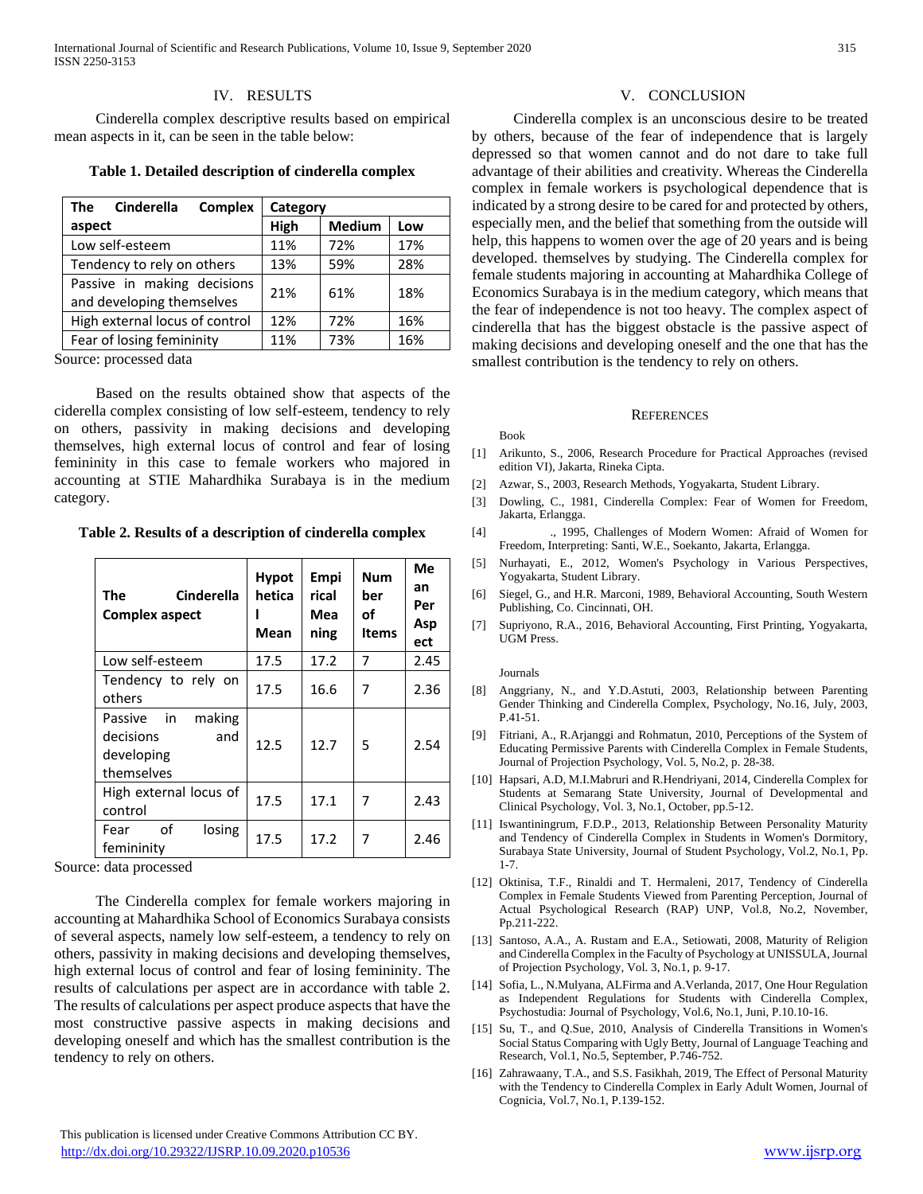## IV. RESULTS

Cinderella complex descriptive results based on empirical mean aspects in it, can be seen in the table below:

**Table 1. Detailed description of cinderella complex**

| The Cinderella Complex aspect | Category | | |
|---|---|---|---|
| | High | Medium | Low |
| Low self-esteem | 11% | 72% | 17% |
| Tendency to rely on others | 13% | 59% | 28% |
| Passive in making decisions and developing themselves | 21% | 61% | 18% |
| High external locus of control | 12% | 72% | 16% |
| Fear of losing femininity | 11% | 73% | 16% |

Source: processed data

Based on the results obtained show that aspects of the ciderella complex consisting of low self-esteem, tendency to rely on others, passivity in making decisions and developing themselves, high external locus of control and fear of losing femininity in this case to female workers who majored in accounting at STIE Mahardhika Surabaya is in the medium category.

**Table 2. Results of a description of cinderella complex**

| The Cinderella Complex aspect | Hypothetical Mean | Empirical Meaning | Number of Items | Mean Per Aspect |
|---|---|---|---|---|
| Low self-esteem | 17.5 | 17.2 | 7 | 2.45 |
| Tendency to rely on others | 17.5 | 16.6 | 7 | 2.36 |
| Passive in making decisions and developing themselves | 12.5 | 12.7 | 5 | 2.54 |
| High external locus of control | 17.5 | 17.1 | 7 | 2.43 |
| Fear of losing femininity | 17.5 | 17.2 | 7 | 2.46 |

Source: data processed

The Cinderella complex for female workers majoring in accounting at Mahardhika School of Economics Surabaya consists of several aspects, namely low self-esteem, a tendency to rely on others, passivity in making decisions and developing themselves, high external locus of control and fear of losing femininity. The results of calculations per aspect are in accordance with table 2. The results of calculations per aspect produce aspects that have the most constructive passive aspects in making decisions and developing oneself and which has the smallest contribution is the tendency to rely on others.

## V. CONCLUSION

Cinderella complex is an unconscious desire to be treated by others, because of the fear of independence that is largely depressed so that women cannot and do not dare to take full advantage of their abilities and creativity. Whereas the Cinderella complex in female workers is psychological dependence that is indicated by a strong desire to be cared for and protected by others, especially men, and the belief that something from the outside will help, this happens to women over the age of 20 years and is being developed. themselves by studying. The Cinderella complex for female students majoring in accounting at Mahardhika College of Economics Surabaya is in the medium category, which means that the fear of independence is not too heavy. The complex aspect of cinderella that has the biggest obstacle is the passive aspect of making decisions and developing oneself and the one that has the smallest contribution is the tendency to rely on others.

## REFERENCES

Book

[1] Arikunto, S., 2006, Research Procedure for Practical Approaches (revised edition VI), Jakarta, Rineka Cipta.

[2] Azwar, S., 2003, Research Methods, Yogyakarta, Student Library.

[3] Dowling, C., 1981, Cinderella Complex: Fear of Women for Freedom, Jakarta, Erlangga.

[4] ., 1995, Challenges of Modern Women: Afraid of Women for Freedom, Interpreting: Santi, W.E., Soekanto, Jakarta, Erlangga.

[5] Nurhayati, E., 2012, Women's Psychology in Various Perspectives, Yogyakarta, Student Library.

[6] Siegel, G., and H.R. Marconi, 1989, Behavioral Accounting, South Western Publishing, Co. Cincinnati, OH.

[7] Supriyono, R.A., 2016, Behavioral Accounting, First Printing, Yogyakarta, UGM Press.

Journals

[8] Anggriany, N., and Y.D.Astuti, 2003, Relationship between Parenting Gender Thinking and Cinderella Complex, Psychology, No.16, July, 2003, P.41-51.

[9] Fitriani, A., R.Arjanggi and Rohmatun, 2010, Perceptions of the System of Educating Permissive Parents with Cinderella Complex in Female Students, Journal of Projection Psychology, Vol. 5, No.2, p. 28-38.

[10] Hapsari, A.D, M.I.Mabruri and R.Hendriyani, 2014, Cinderella Complex for Students at Semarang State University, Journal of Developmental and Clinical Psychology, Vol. 3, No.1, October, pp.5-12.

[11] Iswantiningrum, F.D.P., 2013, Relationship Between Personality Maturity and Tendency of Cinderella Complex in Students in Women's Dormitory, Surabaya State University, Journal of Student Psychology, Vol.2, No.1, Pp. 1-7.

[12] Oktinisa, T.F., Rinaldi and T. Hermaleni, 2017, Tendency of Cinderella Complex in Female Students Viewed from Parenting Perception, Journal of Actual Psychological Research (RAP) UNP, Vol.8, No.2, November, Pp.211-222.

[13] Santoso, A.A., A. Rustam and E.A., Setiowati, 2008, Maturity of Religion and Cinderella Complex in the Faculty of Psychology at UNISSULA, Journal of Projection Psychology, Vol. 3, No.1, p. 9-17.

[14] Sofia, L., N.Mulyana, ALFirma and A.Verlanda, 2017, One Hour Regulation as Independent Regulations for Students with Cinderella Complex, Psychostudia: Journal of Psychology, Vol.6, No.1, Juni, P.10.10-16.

[15] Su, T., and Q.Sue, 2010, Analysis of Cinderella Transitions in Women's Social Status Comparing with Ugly Betty, Journal of Language Teaching and Research, Vol.1, No.5, September, P.746-752.

[16] Zahrawaany, T.A., and S.S. Fasikhah, 2019, The Effect of Personal Maturity with the Tendency to Cinderella Complex in Early Adult Women, Journal of Cognicia, Vol.7, No.1, P.139-152.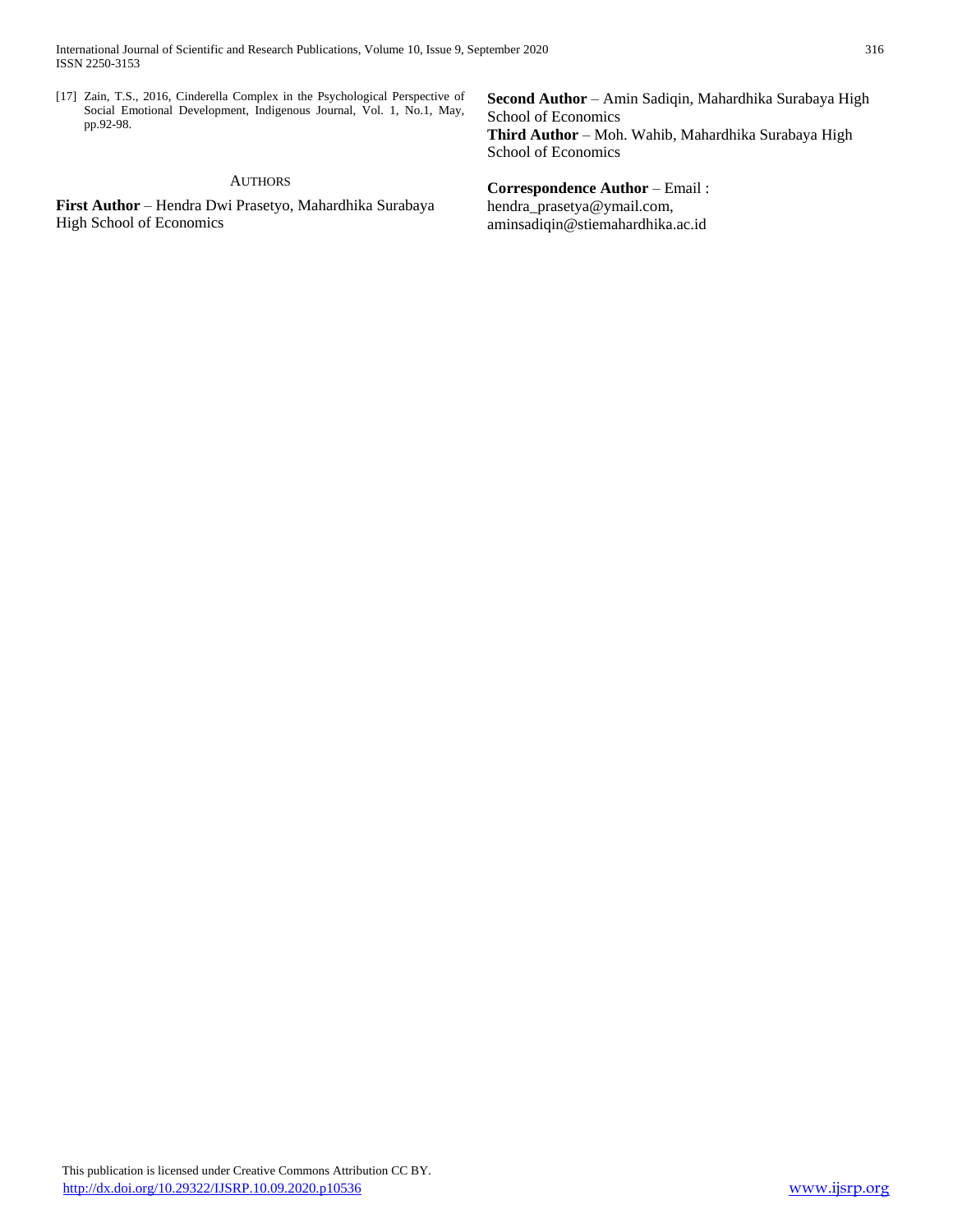[17] Zain, T.S., 2016, Cinderella Complex in the Psychological Perspective of Social Emotional Development, Indigenous Journal, Vol. 1, No.1, May, pp.92-98.

## AUTHORS

**First Author** – Hendra Dwi Prasetyo, Mahardhika Surabaya High School of Economics

**Second Author** – Amin Sadiqin, Mahardhika Surabaya High School of Economics

**Third Author** – Moh. Wahib, Mahardhika Surabaya High School of Economics

**Correspondence Author** – Email : hendra_prasetya@ymail.com, aminsadiqin@stiemahardhika.ac.id

This publication is licensed under Creative Commons Attribution CC BY.
http://dx.doi.org/10.29322/IJSRP.10.09.2020.p10536